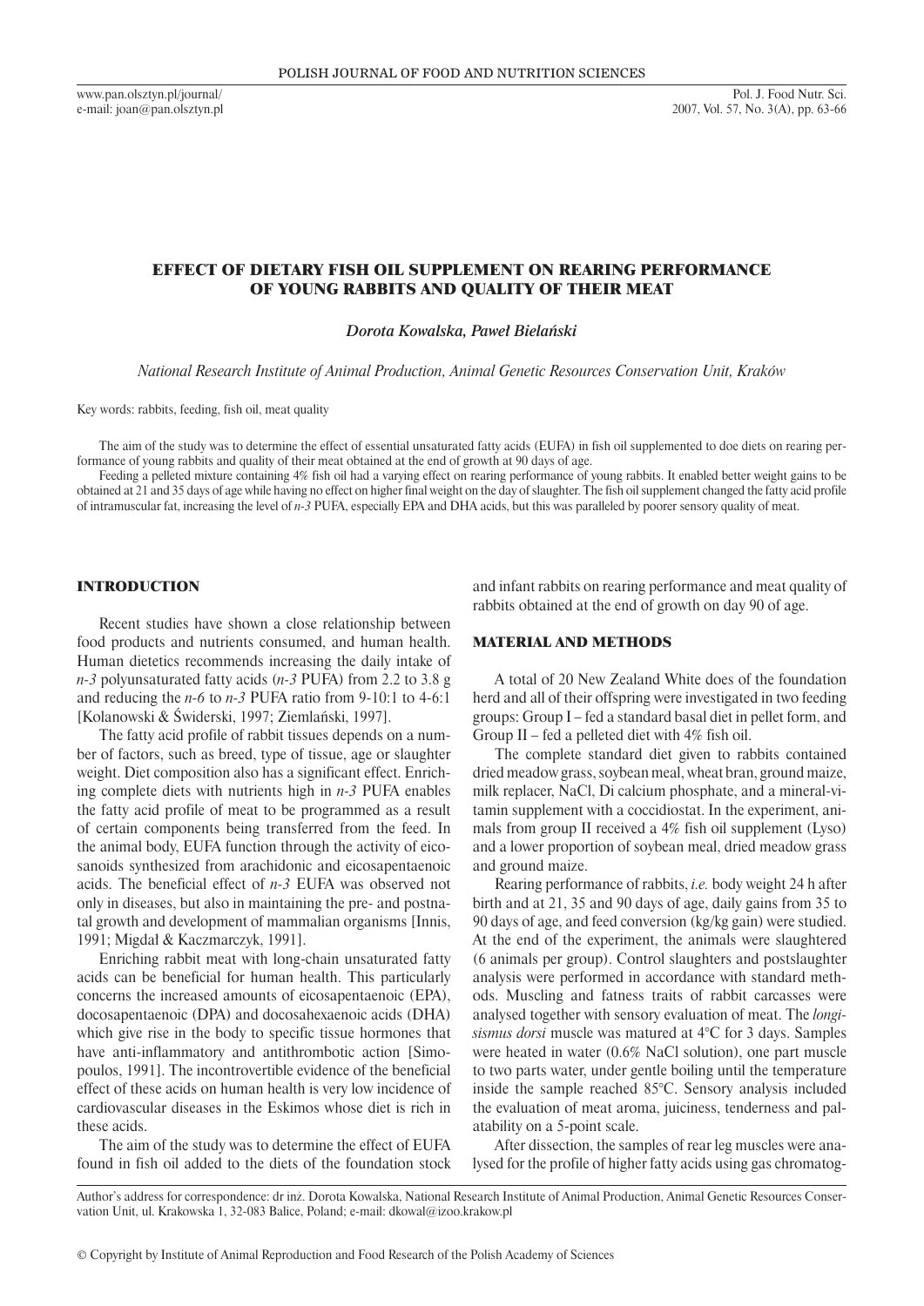# EFFECT OF DIETARY FISH OIL SUPPLEMENT ON REARING PERFORMANCE OF YOUNG RABBITS AND QUALITY OF THEIR MEAT

*Dorota Kowalska, Paweł Bielański*

*National Research Institute of Animal Production, Animal Genetic Resources Conservation Unit, Kraków*

Key words: rabbits, feeding, fish oil, meat quality

The aim of the study was to determine the effect of essential unsaturated fatty acids (EUFA) in fish oil supplemented to doe diets on rearing performance of young rabbits and quality of their meat obtained at the end of growth at 90 days of age.

Feeding a pelleted mixture containing 4% fish oil had a varying effect on rearing performance of young rabbits. It enabled better weight gains to be obtained at 21 and 35 days of age while having no effect on higher final weight on the day of slaughter. The fish oil supplement changed the fatty acid profile of intramuscular fat, increasing the level of *n-3* PUFA, especially EPA and DHA acids, but this was paralleled by poorer sensory quality of meat.

## INTRODUCTION

Recent studies have shown a close relationship between food products and nutrients consumed, and human health. Human dietetics recommends increasing the daily intake of *n-3* polyunsaturated fatty acids (*n-3* PUFA) from 2.2 to 3.8 g and reducing the *n-6* to *n-3* PUFA ratio from 9-10:1 to 4-6:1 [Kolanowski & Świderski, 1997; Ziemlański, 1997].

The fatty acid profile of rabbit tissues depends on a number of factors, such as breed, type of tissue, age or slaughter weight. Diet composition also has a significant effect. Enriching complete diets with nutrients high in *n-3* PUFA enables the fatty acid profile of meat to be programmed as a result of certain components being transferred from the feed. In the animal body, EUFA function through the activity of eicosanoids synthesized from arachidonic and eicosapentaenoic acids. The beneficial effect of *n-3* EUFA was observed not only in diseases, but also in maintaining the pre- and postnatal growth and development of mammalian organisms [Innis, 1991; Migdał & Kaczmarczyk, 1991].

Enriching rabbit meat with long-chain unsaturated fatty acids can be beneficial for human health. This particularly concerns the increased amounts of eicosapentaenoic (EPA), docosapentaenoic (DPA) and docosahexaenoic acids (DHA) which give rise in the body to specific tissue hormones that have anti-inflammatory and antithrombotic action [Simopoulos, 1991]. The incontrovertible evidence of the beneficial effect of these acids on human health is very low incidence of cardiovascular diseases in the Eskimos whose diet is rich in these acids.

The aim of the study was to determine the effect of EUFA found in fish oil added to the diets of the foundation stock and infant rabbits on rearing performance and meat quality of rabbits obtained at the end of growth on day 90 of age.

## MATERIAL AND METHODS

A total of 20 New Zealand White does of the foundation herd and all of their offspring were investigated in two feeding groups: Group I – fed a standard basal diet in pellet form, and Group II – fed a pelleted diet with 4% fish oil.

The complete standard diet given to rabbits contained dried meadow grass, soybean meal, wheat bran, ground maize, milk replacer, NaCl, Di calcium phosphate, and a mineral-vitamin supplement with a coccidiostat. In the experiment, animals from group II received a 4% fish oil supplement (Lyso) and a lower proportion of soybean meal, dried meadow grass and ground maize.

Rearing performance of rabbits, *i.e.* body weight 24 h after birth and at 21, 35 and 90 days of age, daily gains from 35 to 90 days of age, and feed conversion (kg/kg gain) were studied. At the end of the experiment, the animals were slaughtered (6 animals per group). Control slaughters and postslaughter analysis were performed in accordance with standard methods. Muscling and fatness traits of rabbit carcasses were analysed together with sensory evaluation of meat. The *longisismus dorsi* muscle was matured at 4°C for 3 days. Samples were heated in water (0.6% NaCl solution), one part muscle to two parts water, under gentle boiling until the temperature inside the sample reached 85°C. Sensory analysis included the evaluation of meat aroma, juiciness, tenderness and palatability on a 5-point scale.

After dissection, the samples of rear leg muscles were analysed for the profile of higher fatty acids using gas chromatog-

Author's address for correspondence: dr inż. Dorota Kowalska, National Research Institute of Animal Production, Animal Genetic Resources Conservation Unit, ul. Krakowska 1, 32-083 Balice, Poland; e-mail: dkowal@izoo.krakow.pl

© Copyright by Institute of Animal Reproduction and Food Research of the Polish Academy of Sciences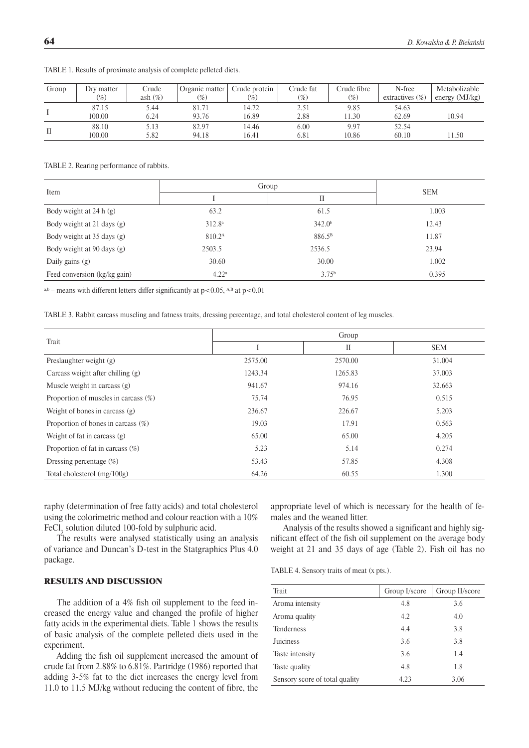TABLE 1. Results of proximate analysis of complete pelleted diets.

| Group | Dry matter (%) | Crude ash (%) | Organic matter (%) | Crude protein (%) | Crude fat (%) | Crude fibre (%) | N-free extractives (%) | Metabolizable energy (MJ/kg) |
|---|---|---|---|---|---|---|---|---|
| I | 87.15 | 5.44 | 81.71 | 14.72 | 2.51 | 9.85 | 54.63 | |
| | 100.00 | 6.24 | 93.76 | 16.89 | 2.88 | 11.30 | 62.69 | 10.94 |
| II | 88.10 | 5.13 | 82.97 | 14.46 | 6.00 | 9.97 | 52.54 | |
| | 100.00 | 5.82 | 94.18 | 16.41 | 6.81 | 10.86 | 60.10 | 11.50 |

TABLE 2. Rearing performance of rabbits.

| Item | Group | | SEM |
|---|---|---|---|
| | I | II | |
| Body weight at 24 h (g) | 63.2 | 61.5 | 1.003 |
| Body weight at 21 days (g) | 312.8[a] | 342.0[b] | 12.43 |
| Body weight at 35 days (g) | 810.2[A] | 886.5[B] | 11.87 |
| Body weight at 90 days (g) | 2503.5 | 2536.5 | 23.94 |
| Daily gains (g) | 30.60 | 30.00 | 1.002 |
| Feed conversion (kg/kg gain) | 4.22[a] | 3.75[b] | 0.395 |

[a,b] – means with different letters differ significantly at $p<0.05$, [A,B] at $p<0.01$

TABLE 3. Rabbit carcass muscling and fatness traits, dressing percentage, and total cholesterol content of leg muscles.

| Trait | Group | | |
|---|---|---|---|
| | I | II | SEM |
| Preslaughter weight (g) | 2575.00 | 2570.00 | 31.004 |
| Carcass weight after chilling (g) | 1243.34 | 1265.83 | 37.003 |
| Muscle weight in carcass (g) | 941.67 | 974.16 | 32.663 |
| Proportion of muscles in carcass (%) | 75.74 | 76.95 | 0.515 |
| Weight of bones in carcass (g) | 236.67 | 226.67 | 5.203 |
| Proportion of bones in carcass (%) | 19.03 | 17.91 | 0.563 |
| Weight of fat in carcass (g) | 65.00 | 65.00 | 4.205 |
| Proportion of fat in carcass (%) | 5.23 | 5.14 | 0.274 |
| Dressing percentage (%) | 53.43 | 57.85 | 4.308 |
| Total cholesterol (mg/100g) | 64.26 | 60.55 | 1.300 |

raphy (determination of free fatty acids) and total cholesterol using the colorimetric method and colour reaction with a 10% $FeCl_3$ solution diluted 100-fold by sulphuric acid.

The results were analysed statistically using an analysis of variance and Duncan's D-test in the Statgraphics Plus 4.0 package.

## RESULTS AND DISCUSSION

The addition of a 4% fish oil supplement to the feed increased the energy value and changed the profile of higher fatty acids in the experimental diets. Table 1 shows the results of basic analysis of the complete pelleted diets used in the experiment.

Adding the fish oil supplement increased the amount of crude fat from 2.88% to 6.81%. Partridge (1986) reported that adding 3-5% fat to the diet increases the energy level from 11.0 to 11.5 MJ/kg without reducing the content of fibre, the appropriate level of which is necessary for the health of females and the weaned litter.

Analysis of the results showed a significant and highly significant effect of the fish oil supplement on the average body weight at 21 and 35 days of age (Table 2). Fish oil has no

TABLE 4. Sensory traits of meat (x pts.).

| Trait | Group I/score | Group II/score |
|---|---|---|
| Aroma intensity | 4.8 | 3.6 |
| Aroma quality | 4.2 | 4.0 |
| Tenderness | 4.4 | 3.8 |
| Juiciness | 3.6 | 3.8 |
| Taste intensity | 3.6 | 1.4 |
| Taste quality | 4.8 | 1.8 |
| Sensory score of total quality | 4.23 | 3.06 |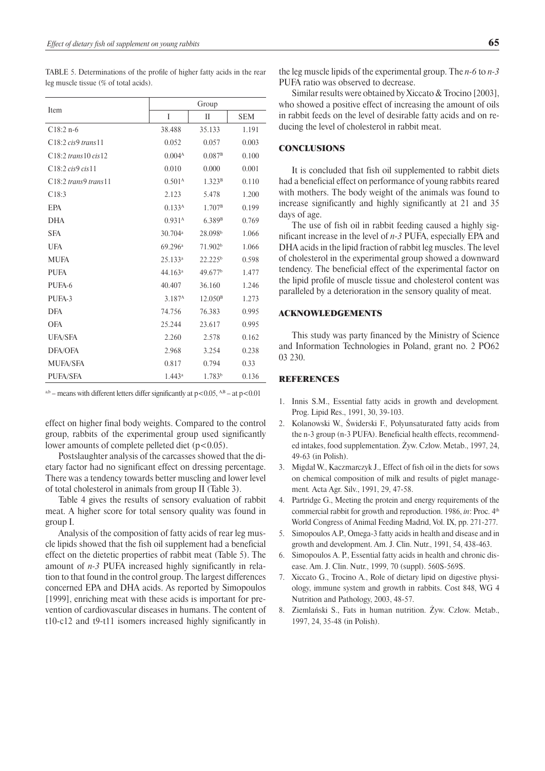TABLE 5. Determinations of the profile of higher fatty acids in the rear leg muscle tissue (% of total acids).

| Item | Group | | |
|---|---|---|---|
| | I | II | SEM |
| C18:2 n-6 | 38.488 | 35.133 | 1.191 |
| C18:2 *cis*9 *trans*11 | 0.052 | 0.057 | 0.003 |
| C18:2 *trans*10 *cis*12 | 0.004[A] | 0.087[B] | 0.100 |
| C18:2 *cis*9 *cis*11 | 0.010 | 0.000 | 0.001 |
| C18:2 *trans*9 *trans*11 | 0.501[A] | 1.323[B] | 0.110 |
| C18:3 | 2.123 | 5.478 | 1.200 |
| EPA | 0.133[A] | 1.707[B] | 0.199 |
| DHA | 0.931[A] | 6.389[B] | 0.769 |
| SFA | 30.704[a] | 28.098[b] | 1.066 |
| UFA | 69.296[a] | 71.902[b] | 1.066 |
| MUFA | 25.133[a] | 22.225[b] | 0.598 |
| PUFA | 44.163[a] | 49.677[b] | 1.477 |
| PUFA-6 | 40.407 | 36.160 | 1.246 |
| PUFA-3 | 3.187[A] | 12.050[B] | 1.273 |
| DFA | 74.756 | 76.383 | 0.995 |
| OFA | 25.244 | 23.617 | 0.995 |
| UFA/SFA | 2.260 | 2.578 | 0.162 |
| DFA/OFA | 2.968 | 3.254 | 0.238 |
| MUFA/SFA | 0.817 | 0.794 | 0.33 |
| PUFA/SFA | 1.443[a] | 1.783[b] | 0.136 |

[a,b] – means with different letters differ significantly at $p<0.05$, [A,B] – at $p<0.01$

effect on higher final body weights. Compared to the control group, rabbits of the experimental group used significantly lower amounts of complete pelleted diet ($p<0.05$).

Postslaughter analysis of the carcasses showed that the dietary factor had no significant effect on dressing percentage. There was a tendency towards better muscling and lower level of total cholesterol in animals from group II (Table 3).

Table 4 gives the results of sensory evaluation of rabbit meat. A higher score for total sensory quality was found in group I.

Analysis of the composition of fatty acids of rear leg muscle lipids showed that the fish oil supplement had a beneficial effect on the dietetic properties of rabbit meat (Table 5). The amount of *n-3* PUFA increased highly significantly in relation to that found in the control group. The largest differences concerned EPA and DHA acids. As reported by Simopoulos [1999], enriching meat with these acids is important for prevention of cardiovascular diseases in humans. The content of t10-c12 and t9-t11 isomers increased highly significantly in the leg muscle lipids of the experimental group. The *n-6* to *n-3* PUFA ratio was observed to decrease.

Similar results were obtained by Xiccato & Trocino [2003], who showed a positive effect of increasing the amount of oils in rabbit feeds on the level of desirable fatty acids and on reducing the level of cholesterol in rabbit meat.

## CONCLUSIONS

It is concluded that fish oil supplemented to rabbit diets had a beneficial effect on performance of young rabbits reared with mothers. The body weight of the animals was found to increase significantly and highly significantly at 21 and 35 days of age.

The use of fish oil in rabbit feeding caused a highly significant increase in the level of *n-3* PUFA, especially EPA and DHA acids in the lipid fraction of rabbit leg muscles. The level of cholesterol in the experimental group showed a downward tendency. The beneficial effect of the experimental factor on the lipid profile of muscle tissue and cholesterol content was paralleled by a deterioration in the sensory quality of meat.

## ACKNOWLEDGEMENTS

This study was party financed by the Ministry of Science and Information Technologies in Poland, grant no. 2 PO62 03 230.

## REFERENCES

1. Innis S.M., Essential fatty acids in growth and development. Prog. Lipid Res., 1991, 30, 39-103.
2. Kolanowski W., Świderski F., Polyunsaturated fatty acids from the n-3 group (n-3 PUFA). Beneficial health effects, recommended intakes, food supplementation. Żyw. Człow. Metab., 1997, 24, 49-63 (in Polish).
3. Migdał W., Kaczmarczyk J., Effect of fish oil in the diets for sows on chemical composition of milk and results of piglet management. Acta Agr. Silv., 1991, 29, 47-58.
4. Partridge G., Meeting the protein and energy requirements of the commercial rabbit for growth and reproduction. 1986, *in*: Proc. 4th World Congress of Animal Feeding Madrid, Vol. IX, pp. 271-277.
5. Simopoulos A.P., Omega-3 fatty acids in health and disease and in growth and development. Am. J. Clin. Nutr., 1991, 54, 438-463.
6. Simopoulos A. P., Essential fatty acids in health and chronic disease. Am. J. Clin. Nutr., 1999, 70 (suppl). 560S-569S.
7. Xiccato G., Trocino A., Role of dietary lipid on digestive physiology, immune system and growth in rabbits. Cost 848, WG 4 Nutrition and Pathology, 2003, 48-57.
8. Ziemlański S., Fats in human nutrition. Żyw. Człow. Metab., 1997, 24, 35-48 (in Polish).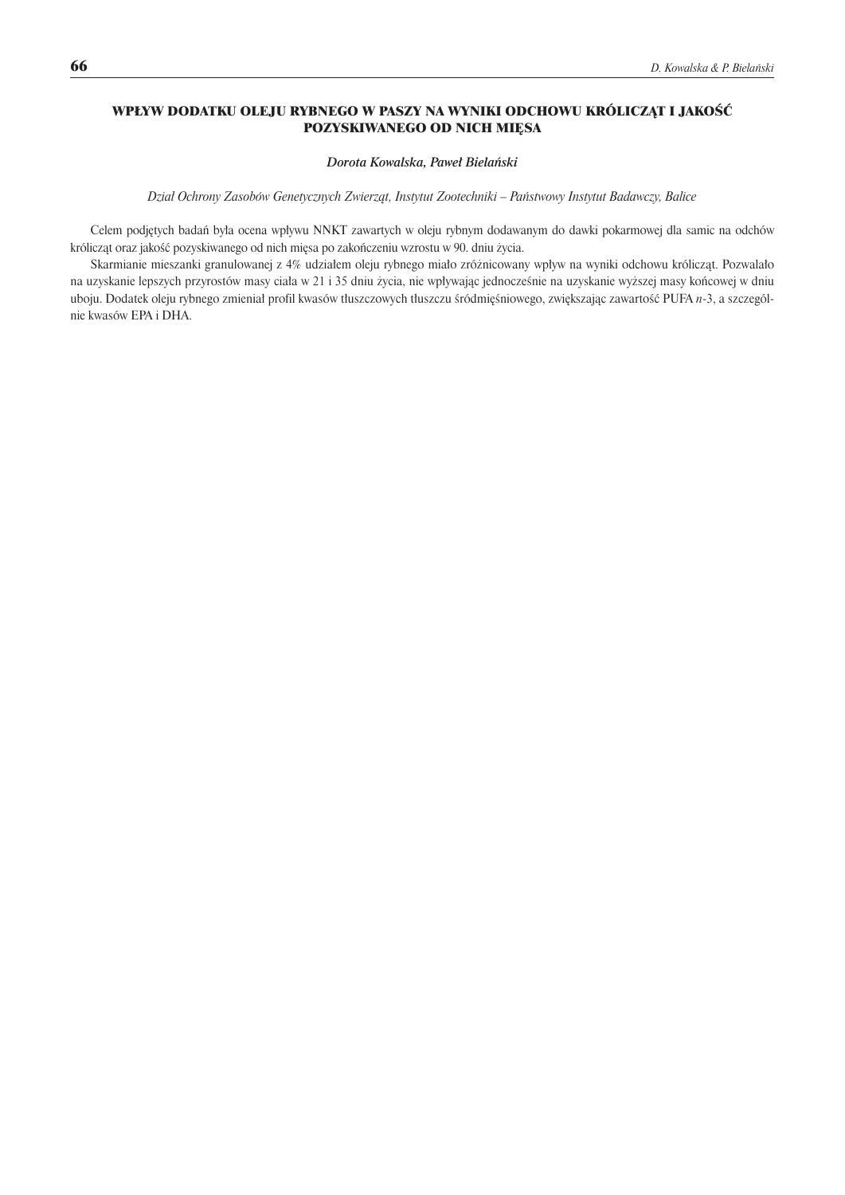## WPŁYW DODATKU OLEJU RYBNEGO W PASZY NA WYNIKI ODCHOWU KRÓLICZĄT I JAKOŚĆ POZYSKIWANEGO OD NICH MIĘSA

***Dorota Kowalska, Paweł Bielański***

*Dział Ochrony Zasobów Genetycznych Zwierząt, Instytut Zootechniki – Państwowy Instytut Badawczy, Balice*

Celem podjętych badań była ocena wpływu NNKT zawartych w oleju rybnym dodawanym do dawki pokarmowej dla samic na odchów królicząt oraz jakość pozyskiwanego od nich mięsa po zakończeniu wzrostu w 90. dniu życia.

Skarmianie mieszanki granulowanej z 4% udziałem oleju rybnego miało zróżnicowany wpływ na wyniki odchowu królicząt. Pozwalało na uzyskanie lepszych przyrostów masy ciała w 21 i 35 dniu życia, nie wpływając jednocześnie na uzyskanie wyższej masy końcowej w dniu uboju. Dodatek oleju rybnego zmieniał profil kwasów tłuszczowych tłuszczu śródmięśniowego, zwiększając zawartość PUFA *n*-3, a szczególnie kwasów EPA i DHA.